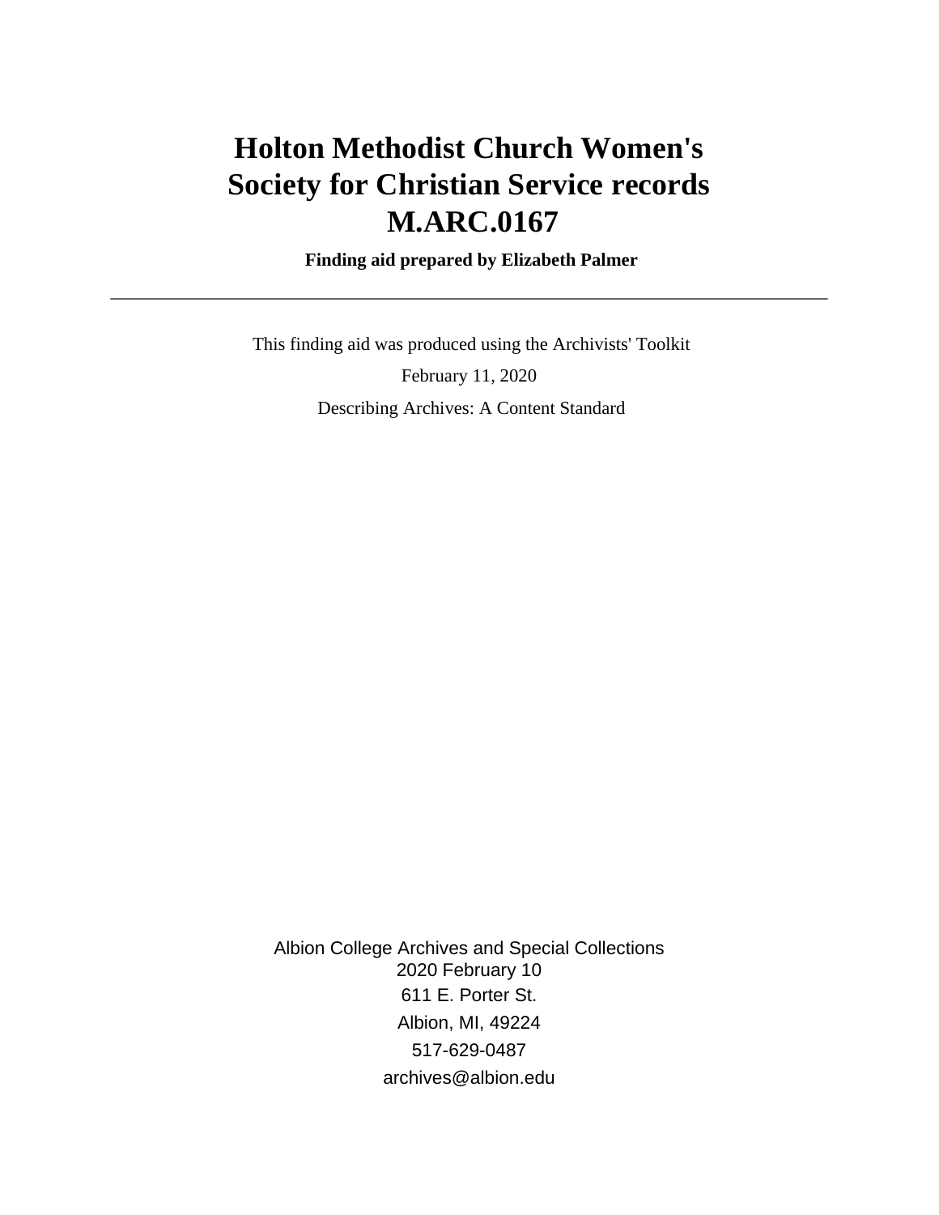# Holton Methodist Church Women's Society for Christian Service records M.ARC.0167

**Finding aid prepared by Elizabeth Palmer**

---

This finding aid was produced using the Archivists' Toolkit

February 11, 2020

Describing Archives: A Content Standard

Albion College Archives and Special Collections
2020 February 10
611 E. Porter St.
Albion, MI, 49224
517-629-0487
archives@albion.edu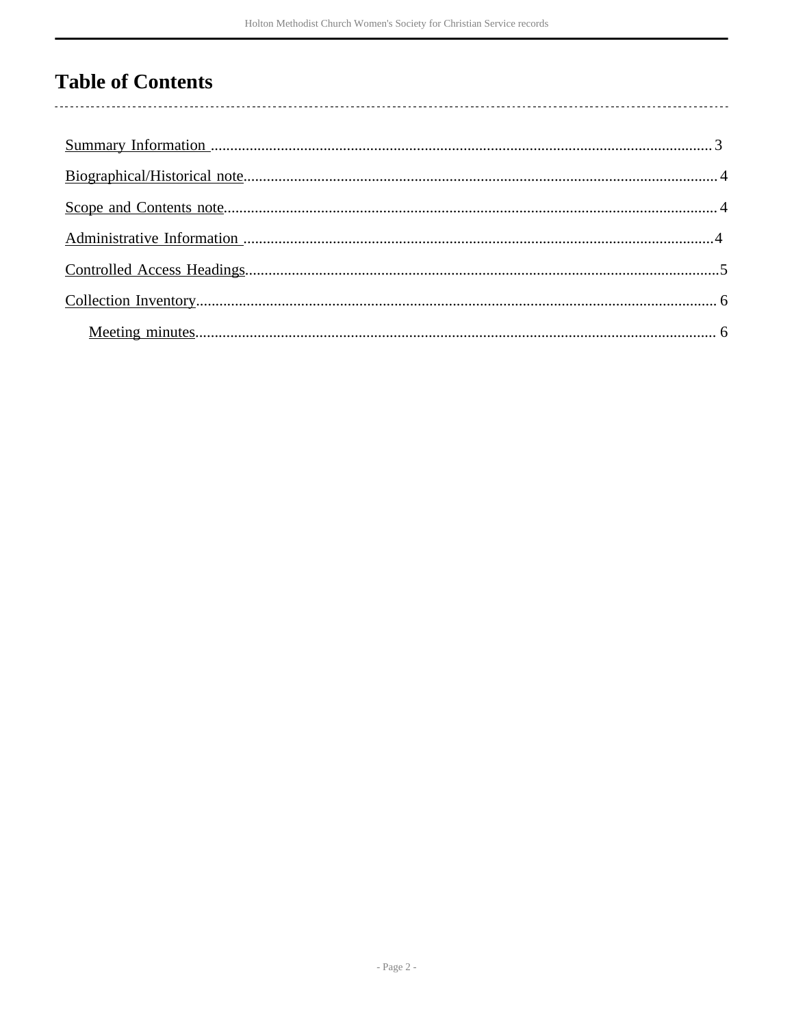# Table of Contents

Summary Information ................................................................................................................................3

Biographical/Historical note......................................................................................................................4

Scope and Contents note...........................................................................................................................4

Administrative Information .......................................................................................................................4

Controlled Access Headings......................................................................................................................5

Collection Inventory..................................................................................................................................6

- Meeting minutes...................................................................................................................................6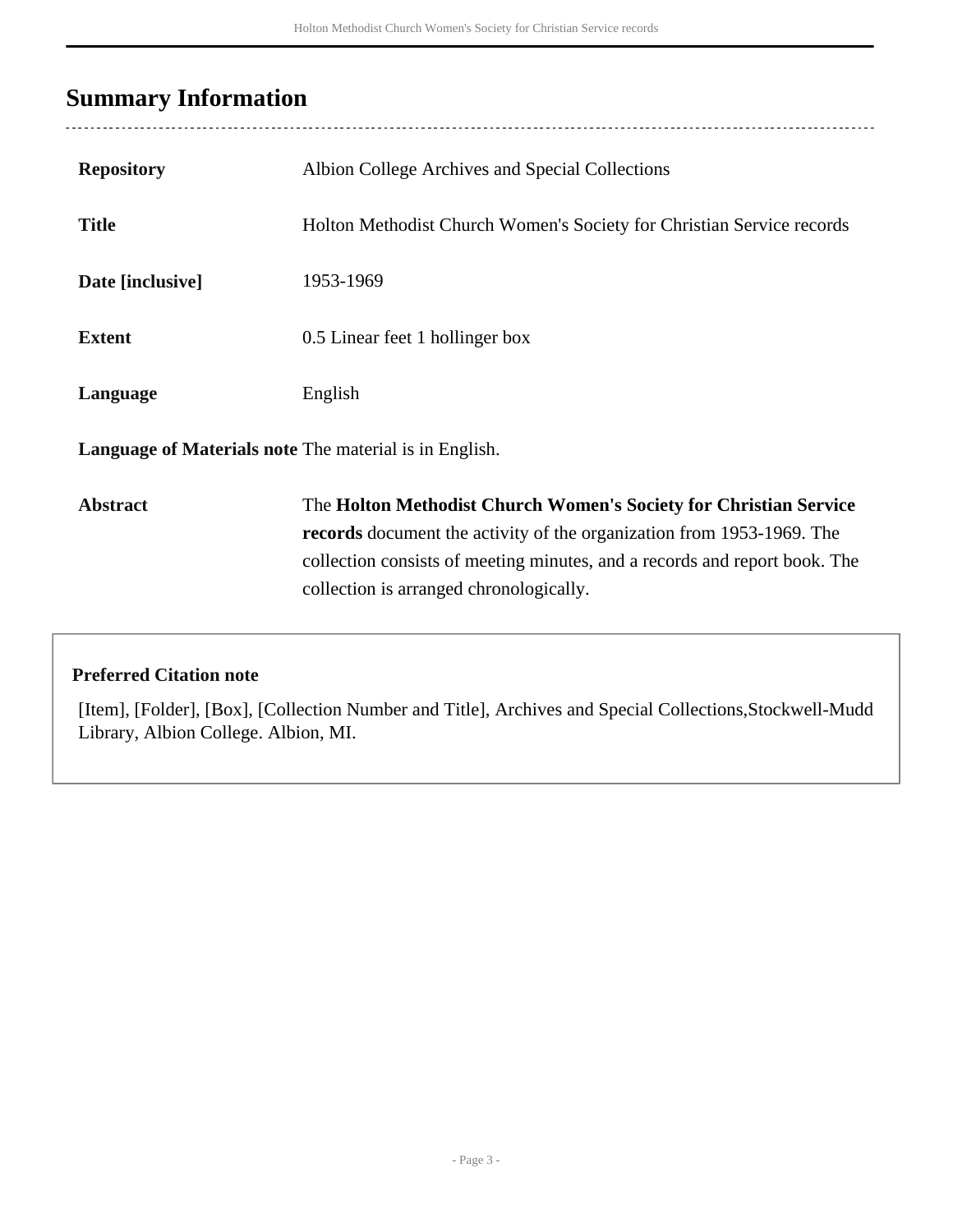## Summary Information

| | |
|---|---|
| **Repository** | Albion College Archives and Special Collections |
| **Title** | Holton Methodist Church Women's Society for Christian Service records |
| **Date [inclusive]** | 1953-1969 |
| **Extent** | 0.5 Linear feet 1 hollinger box |
| **Language** | English |
| **Language of Materials note** | The material is in English. |
| **Abstract** | The **Holton Methodist Church Women's Society for Christian Service records** document the activity of the organization from 1953-1969. The collection consists of meeting minutes, and a records and report book. The collection is arranged chronologically. |

**Preferred Citation note**

[Item], [Folder], [Box], [Collection Number and Title], Archives and Special Collections,Stockwell-Mudd Library, Albion College. Albion, MI.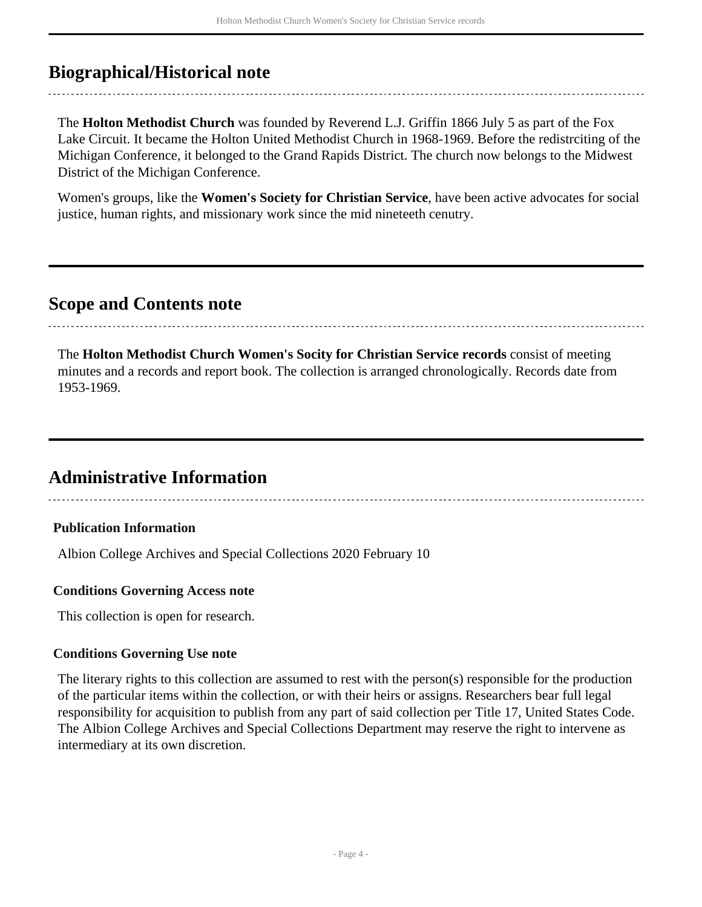## Biographical/Historical note

The **Holton Methodist Church** was founded by Reverend L.J. Griffin 1866 July 5 as part of the Fox Lake Circuit. It became the Holton United Methodist Church in 1968-1969. Before the redistrciting of the Michigan Conference, it belonged to the Grand Rapids District. The church now belongs to the Midwest District of the Michigan Conference.

Women's groups, like the **Women's Society for Christian Service**, have been active advocates for social justice, human rights, and missionary work since the mid nineteeth cenutry.

## Scope and Contents note

The **Holton Methodist Church Women's Socity for Christian Service records** consist of meeting minutes and a records and report book. The collection is arranged chronologically. Records date from 1953-1969.

## Administrative Information

### Publication Information

Albion College Archives and Special Collections 2020 February 10

### Conditions Governing Access note

This collection is open for research.

### Conditions Governing Use note

The literary rights to this collection are assumed to rest with the person(s) responsible for the production of the particular items within the collection, or with their heirs or assigns. Researchers bear full legal responsibility for acquisition to publish from any part of said collection per Title 17, United States Code. The Albion College Archives and Special Collections Department may reserve the right to intervene as intermediary at its own discretion.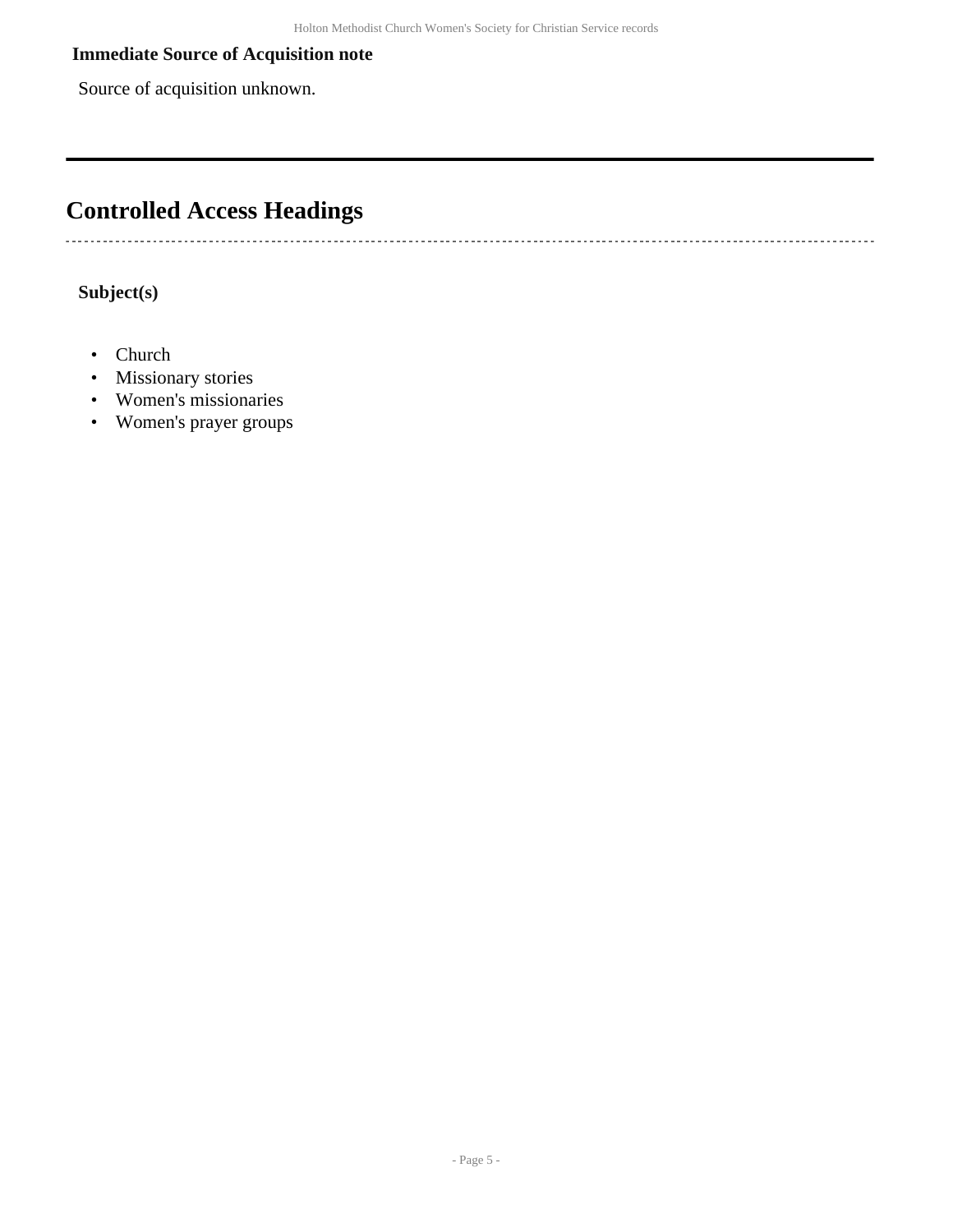**Immediate Source of Acquisition note**

Source of acquisition unknown.

## Controlled Access Headings

**Subject(s)**

- Church
- Missionary stories
- Women's missionaries
- Women's prayer groups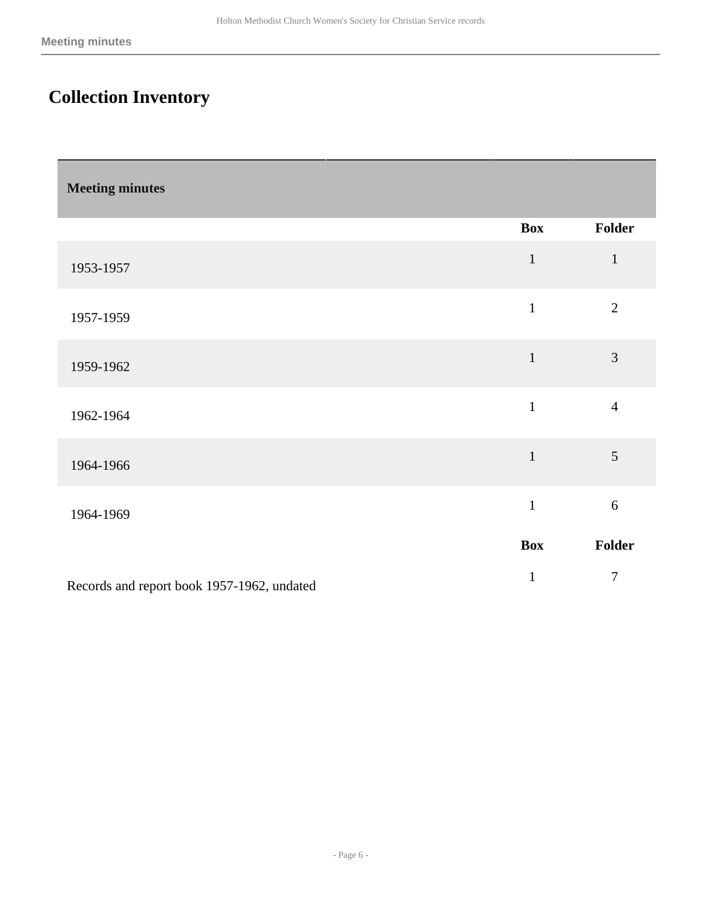## Collection Inventory

| Meeting minutes | Box | Folder |
|---|---|---|
| 1953-1957 | 1 | 1 |
| 1957-1959 | 1 | 2 |
| 1959-1962 | 1 | 3 |
| 1962-1964 | 1 | 4 |
| 1964-1966 | 1 | 5 |
| 1964-1969 | 1 | 6 |

| | Box | Folder |
|---|---|---|
| Records and report book 1957-1962, undated | 1 | 7 |